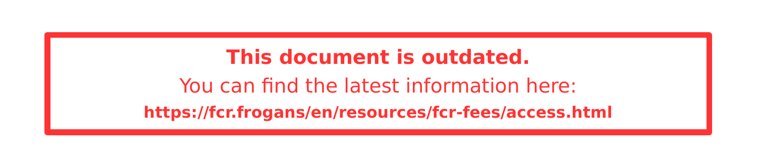**This document is outdated.**

You can find the latest information here:

**https://fcr.frogans/en/resources/fcr-fees/access.html**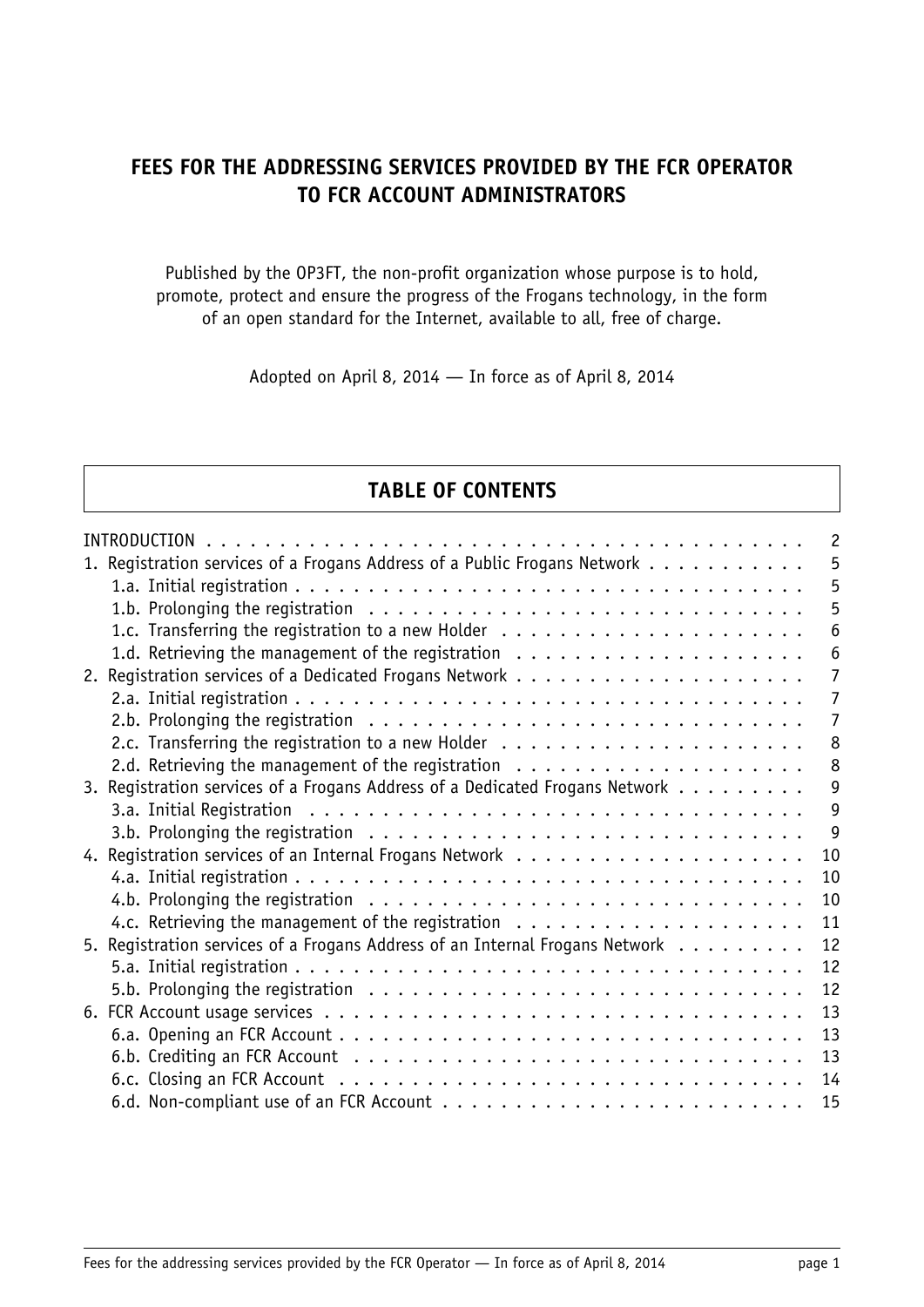# FEES FOR THE ADDRESSING SERVICES PROVIDED BY THE FCR OPERATOR TO FCR ACCOUNT ADMINISTRATORS

Published by the OP3FT, the non-profit organization whose purpose is to hold, promote, protect and ensure the progress of the Frogans technology, in the form of an open standard for the Internet, available to all, free of charge.

Adopted on April 8, 2014 — In force as of April 8, 2014

## TABLE OF CONTENTS

| | |
|---|---|
| INTRODUCTION | 2 |
| 1. Registration services of a Frogans Address of a Public Frogans Network | 5 |
| 1.a. Initial registration | 5 |
| 1.b. Prolonging the registration | 5 |
| 1.c. Transferring the registration to a new Holder | 6 |
| 1.d. Retrieving the management of the registration | 6 |
| 2. Registration services of a Dedicated Frogans Network | 7 |
| 2.a. Initial registration | 7 |
| 2.b. Prolonging the registration | 7 |
| 2.c. Transferring the registration to a new Holder | 8 |
| 2.d. Retrieving the management of the registration | 8 |
| 3. Registration services of a Frogans Address of a Dedicated Frogans Network | 9 |
| 3.a. Initial Registration | 9 |
| 3.b. Prolonging the registration | 9 |
| 4. Registration services of an Internal Frogans Network | 10 |
| 4.a. Initial registration | 10 |
| 4.b. Prolonging the registration | 10 |
| 4.c. Retrieving the management of the registration | 11 |
| 5. Registration services of a Frogans Address of an Internal Frogans Network | 12 |
| 5.a. Initial registration | 12 |
| 5.b. Prolonging the registration | 12 |
| 6. FCR Account usage services | 13 |
| 6.a. Opening an FCR Account | 13 |
| 6.b. Crediting an FCR Account | 13 |
| 6.c. Closing an FCR Account | 14 |
| 6.d. Non-compliant use of an FCR Account | 15 |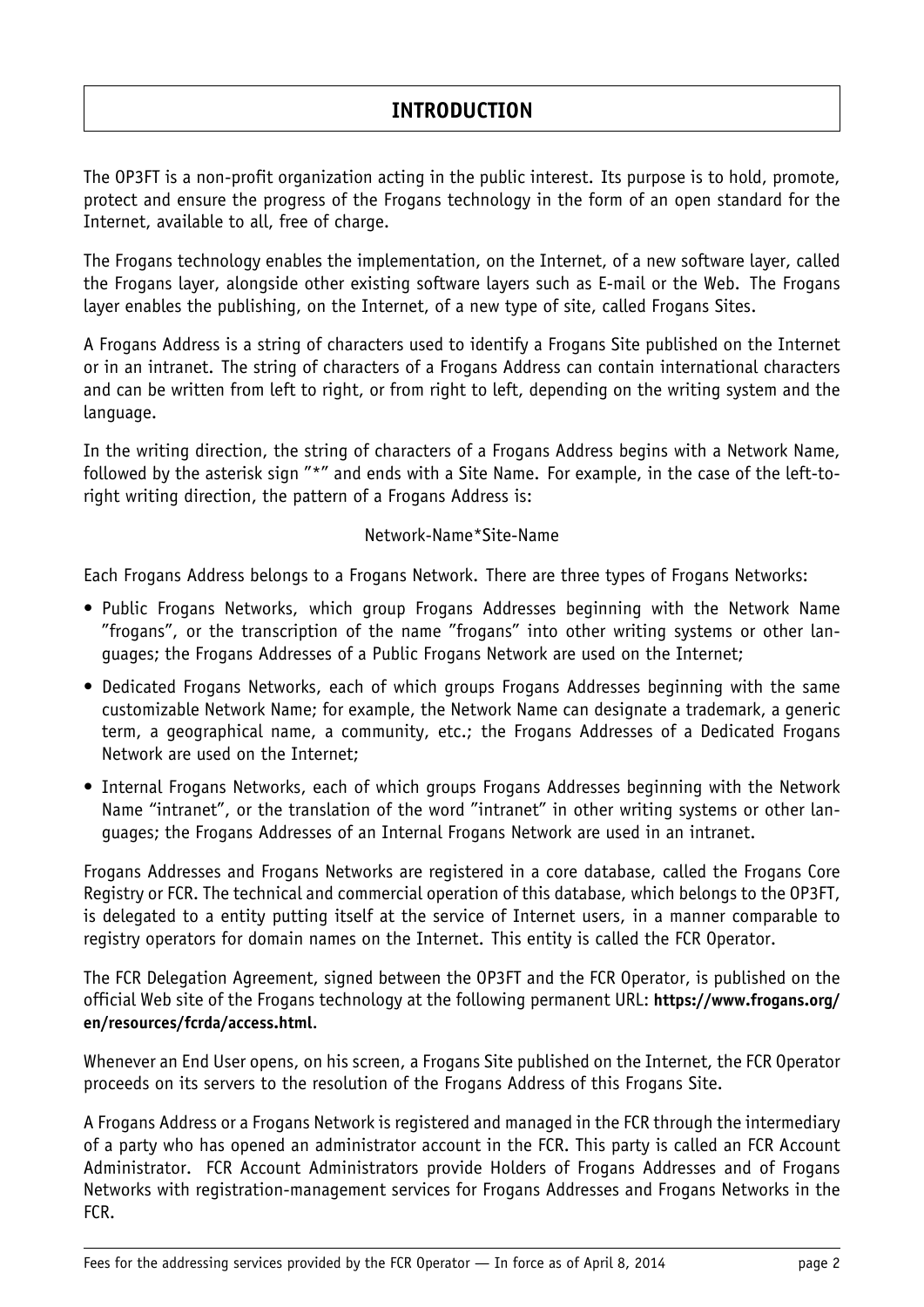# INTRODUCTION

The OP3FT is a non-profit organization acting in the public interest. Its purpose is to hold, promote, protect and ensure the progress of the Frogans technology in the form of an open standard for the Internet, available to all, free of charge.

The Frogans technology enables the implementation, on the Internet, of a new software layer, called the Frogans layer, alongside other existing software layers such as E-mail or the Web. The Frogans layer enables the publishing, on the Internet, of a new type of site, called Frogans Sites.

A Frogans Address is a string of characters used to identify a Frogans Site published on the Internet or in an intranet. The string of characters of a Frogans Address can contain international characters and can be written from left to right, or from right to left, depending on the writing system and the language.

In the writing direction, the string of characters of a Frogans Address begins with a Network Name, followed by the asterisk sign "*" and ends with a Site Name. For example, in the case of the left-to-right writing direction, the pattern of a Frogans Address is:

Network-Name*Site-Name

Each Frogans Address belongs to a Frogans Network. There are three types of Frogans Networks:

- Public Frogans Networks, which group Frogans Addresses beginning with the Network Name "frogans", or the transcription of the name "frogans" into other writing systems or other languages; the Frogans Addresses of a Public Frogans Network are used on the Internet;
- Dedicated Frogans Networks, each of which groups Frogans Addresses beginning with the same customizable Network Name; for example, the Network Name can designate a trademark, a generic term, a geographical name, a community, etc.; the Frogans Addresses of a Dedicated Frogans Network are used on the Internet;
- Internal Frogans Networks, each of which groups Frogans Addresses beginning with the Network Name "intranet", or the translation of the word "intranet" in other writing systems or other languages; the Frogans Addresses of an Internal Frogans Network are used in an intranet.

Frogans Addresses and Frogans Networks are registered in a core database, called the Frogans Core Registry or FCR. The technical and commercial operation of this database, which belongs to the OP3FT, is delegated to a entity putting itself at the service of Internet users, in a manner comparable to registry operators for domain names on the Internet. This entity is called the FCR Operator.

The FCR Delegation Agreement, signed between the OP3FT and the FCR Operator, is published on the official Web site of the Frogans technology at the following permanent URL: **https://www.frogans.org/en/resources/fcrda/access.html**.

Whenever an End User opens, on his screen, a Frogans Site published on the Internet, the FCR Operator proceeds on its servers to the resolution of the Frogans Address of this Frogans Site.

A Frogans Address or a Frogans Network is registered and managed in the FCR through the intermediary of a party who has opened an administrator account in the FCR. This party is called an FCR Account Administrator. FCR Account Administrators provide Holders of Frogans Addresses and of Frogans Networks with registration-management services for Frogans Addresses and Frogans Networks in the FCR.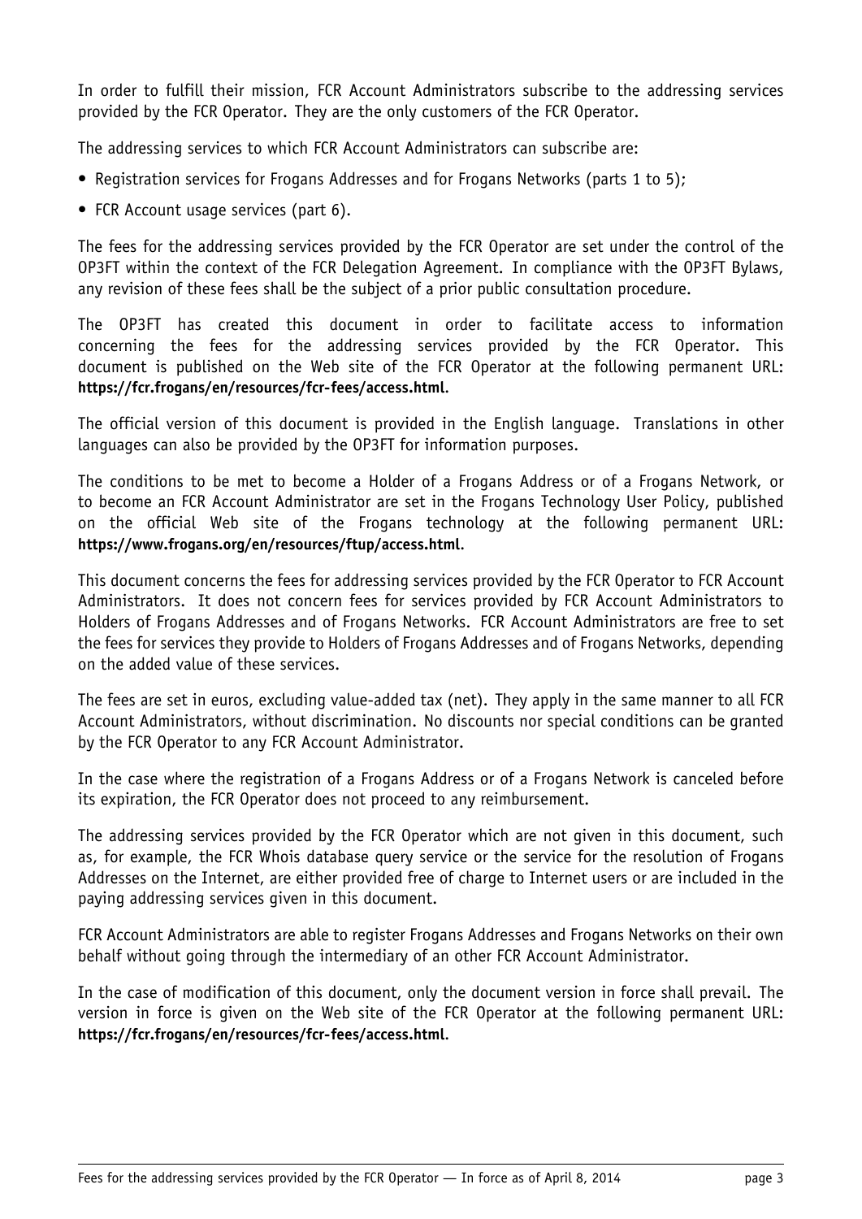In order to fulfill their mission, FCR Account Administrators subscribe to the addressing services provided by the FCR Operator. They are the only customers of the FCR Operator.

The addressing services to which FCR Account Administrators can subscribe are:

- Registration services for Frogans Addresses and for Frogans Networks (parts 1 to 5);
- FCR Account usage services (part 6).

The fees for the addressing services provided by the FCR Operator are set under the control of the OP3FT within the context of the FCR Delegation Agreement. In compliance with the OP3FT Bylaws, any revision of these fees shall be the subject of a prior public consultation procedure.

The OP3FT has created this document in order to facilitate access to information concerning the fees for the addressing services provided by the FCR Operator. This document is published on the Web site of the FCR Operator at the following permanent URL: **https://fcr.frogans/en/resources/fcr-fees/access.html**.

The official version of this document is provided in the English language. Translations in other languages can also be provided by the OP3FT for information purposes.

The conditions to be met to become a Holder of a Frogans Address or of a Frogans Network, or to become an FCR Account Administrator are set in the Frogans Technology User Policy, published on the official Web site of the Frogans technology at the following permanent URL: **https://www.frogans.org/en/resources/ftup/access.html**.

This document concerns the fees for addressing services provided by the FCR Operator to FCR Account Administrators. It does not concern fees for services provided by FCR Account Administrators to Holders of Frogans Addresses and of Frogans Networks. FCR Account Administrators are free to set the fees for services they provide to Holders of Frogans Addresses and of Frogans Networks, depending on the added value of these services.

The fees are set in euros, excluding value-added tax (net). They apply in the same manner to all FCR Account Administrators, without discrimination. No discounts nor special conditions can be granted by the FCR Operator to any FCR Account Administrator.

In the case where the registration of a Frogans Address or of a Frogans Network is canceled before its expiration, the FCR Operator does not proceed to any reimbursement.

The addressing services provided by the FCR Operator which are not given in this document, such as, for example, the FCR Whois database query service or the service for the resolution of Frogans Addresses on the Internet, are either provided free of charge to Internet users or are included in the paying addressing services given in this document.

FCR Account Administrators are able to register Frogans Addresses and Frogans Networks on their own behalf without going through the intermediary of an other FCR Account Administrator.

In the case of modification of this document, only the document version in force shall prevail. The version in force is given on the Web site of the FCR Operator at the following permanent URL: **https://fcr.frogans/en/resources/fcr-fees/access.html**.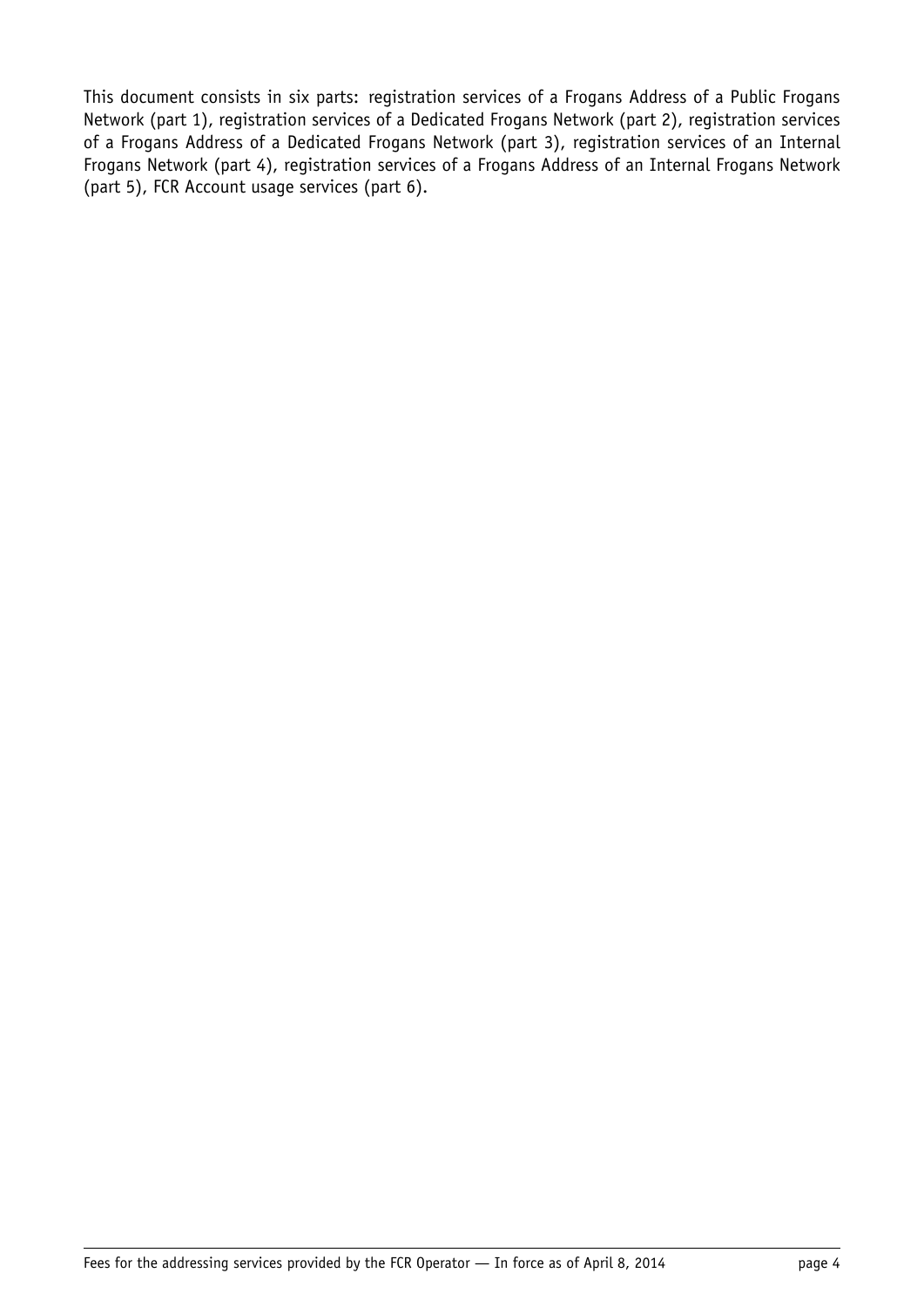This document consists in six parts: registration services of a Frogans Address of a Public Frogans Network (part 1), registration services of a Dedicated Frogans Network (part 2), registration services of a Frogans Address of a Dedicated Frogans Network (part 3), registration services of an Internal Frogans Network (part 4), registration services of a Frogans Address of an Internal Frogans Network (part 5), FCR Account usage services (part 6).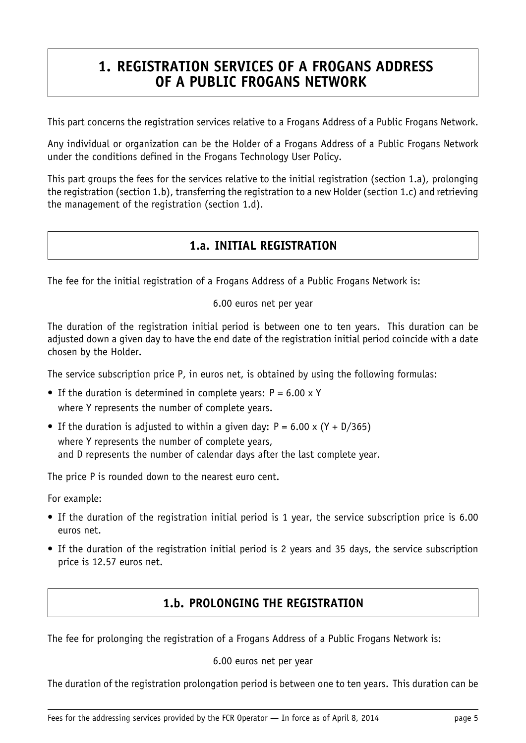# 1. REGISTRATION SERVICES OF A FROGANS ADDRESS OF A PUBLIC FROGANS NETWORK

This part concerns the registration services relative to a Frogans Address of a Public Frogans Network.

Any individual or organization can be the Holder of a Frogans Address of a Public Frogans Network under the conditions defined in the Frogans Technology User Policy.

This part groups the fees for the services relative to the initial registration (section 1.a), prolonging the registration (section 1.b), transferring the registration to a new Holder (section 1.c) and retrieving the management of the registration (section 1.d).

## 1.a. INITIAL REGISTRATION

The fee for the initial registration of a Frogans Address of a Public Frogans Network is:

6.00 euros net per year

The duration of the registration initial period is between one to ten years. This duration can be adjusted down a given day to have the end date of the registration initial period coincide with a date chosen by the Holder.

The service subscription price P, in euros net, is obtained by using the following formulas:

- If the duration is determined in complete years: $P = 6.00 \times Y$
  where Y represents the number of complete years.
- If the duration is adjusted to within a given day: $P = 6.00 \times (Y + D/365)$
  where Y represents the number of complete years,
  and D represents the number of calendar days after the last complete year.

The price P is rounded down to the nearest euro cent.

For example:

- If the duration of the registration initial period is 1 year, the service subscription price is 6.00 euros net.
- If the duration of the registration initial period is 2 years and 35 days, the service subscription price is 12.57 euros net.

## 1.b. PROLONGING THE REGISTRATION

The fee for prolonging the registration of a Frogans Address of a Public Frogans Network is:

6.00 euros net per year

The duration of the registration prolongation period is between one to ten years. This duration can be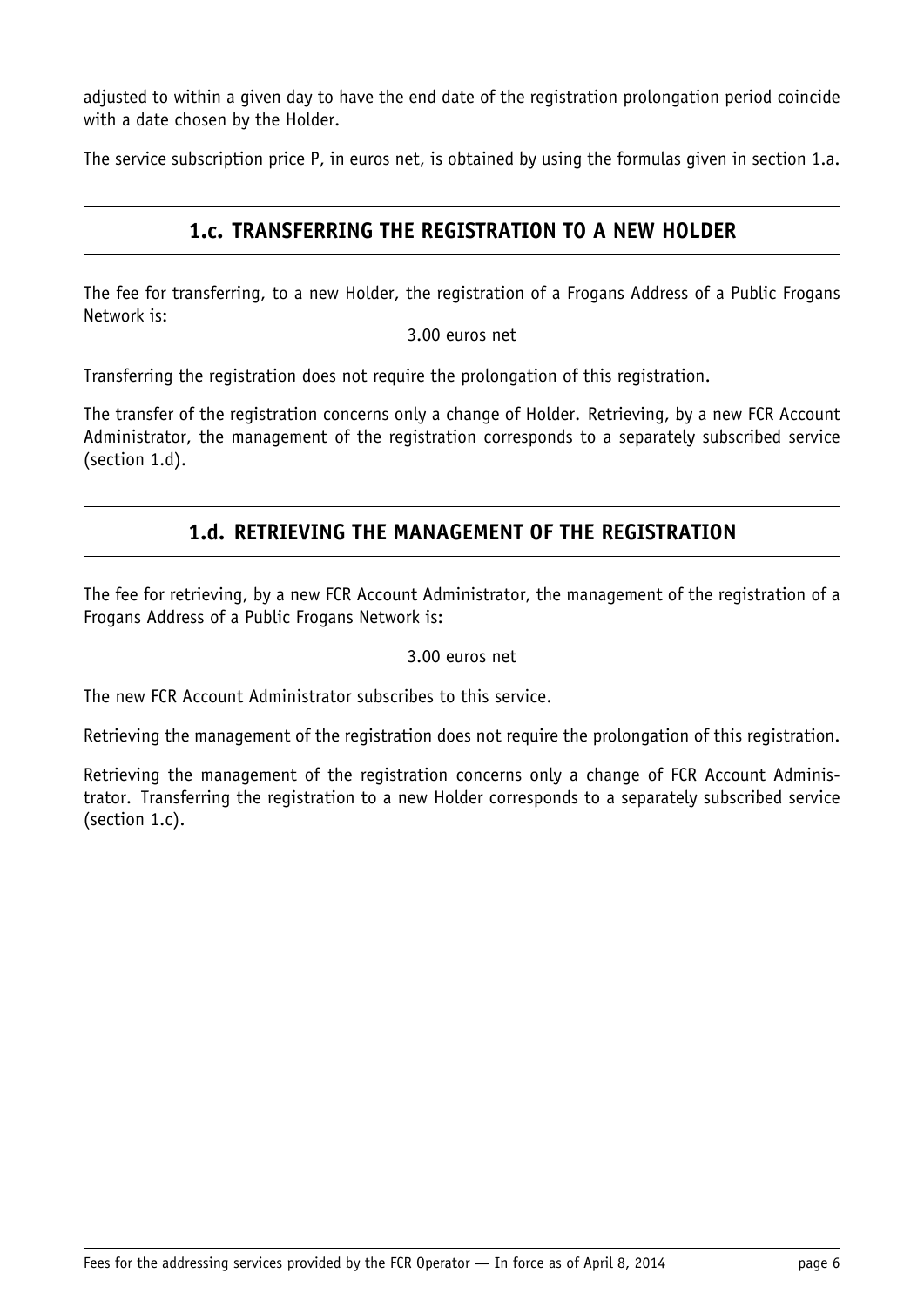adjusted to within a given day to have the end date of the registration prolongation period coincide with a date chosen by the Holder.

The service subscription price P, in euros net, is obtained by using the formulas given in section 1.a.

## 1.c. TRANSFERRING THE REGISTRATION TO A NEW HOLDER

The fee for transferring, to a new Holder, the registration of a Frogans Address of a Public Frogans Network is:

3.00 euros net

Transferring the registration does not require the prolongation of this registration.

The transfer of the registration concerns only a change of Holder. Retrieving, by a new FCR Account Administrator, the management of the registration corresponds to a separately subscribed service (section 1.d).

## 1.d. RETRIEVING THE MANAGEMENT OF THE REGISTRATION

The fee for retrieving, by a new FCR Account Administrator, the management of the registration of a Frogans Address of a Public Frogans Network is:

3.00 euros net

The new FCR Account Administrator subscribes to this service.

Retrieving the management of the registration does not require the prolongation of this registration.

Retrieving the management of the registration concerns only a change of FCR Account Administrator. Transferring the registration to a new Holder corresponds to a separately subscribed service (section 1.c).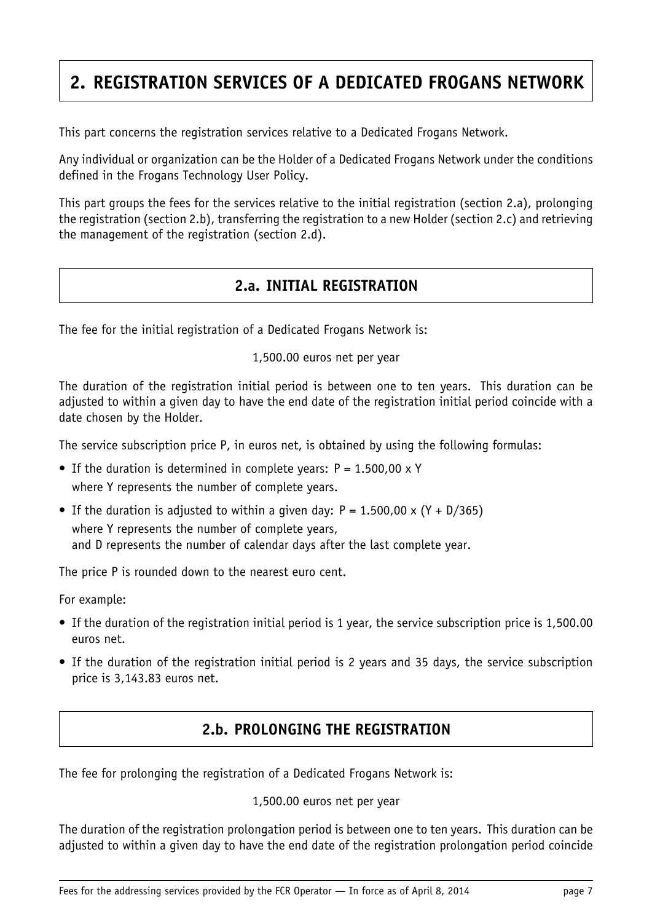# 2. REGISTRATION SERVICES OF A DEDICATED FROGANS NETWORK

This part concerns the registration services relative to a Dedicated Frogans Network.

Any individual or organization can be the Holder of a Dedicated Frogans Network under the conditions defined in the Frogans Technology User Policy.

This part groups the fees for the services relative to the initial registration (section 2.a), prolonging the registration (section 2.b), transferring the registration to a new Holder (section 2.c) and retrieving the management of the registration (section 2.d).

## 2.a. INITIAL REGISTRATION

The fee for the initial registration of a Dedicated Frogans Network is:

1,500.00 euros net per year

The duration of the registration initial period is between one to ten years. This duration can be adjusted to within a given day to have the end date of the registration initial period coincide with a date chosen by the Holder.

The service subscription price P, in euros net, is obtained by using the following formulas:

- If the duration is determined in complete years: $P = 1.500,00 \times Y$
  where Y represents the number of complete years.
- If the duration is adjusted to within a given day: $P = 1.500,00 \times (Y + D/365)$
  where Y represents the number of complete years,
  and D represents the number of calendar days after the last complete year.

The price P is rounded down to the nearest euro cent.

For example:

- If the duration of the registration initial period is 1 year, the service subscription price is 1,500.00 euros net.
- If the duration of the registration initial period is 2 years and 35 days, the service subscription price is 3,143.83 euros net.

## 2.b. PROLONGING THE REGISTRATION

The fee for prolonging the registration of a Dedicated Frogans Network is:

1,500.00 euros net per year

The duration of the registration prolongation period is between one to ten years. This duration can be adjusted to within a given day to have the end date of the registration prolongation period coincide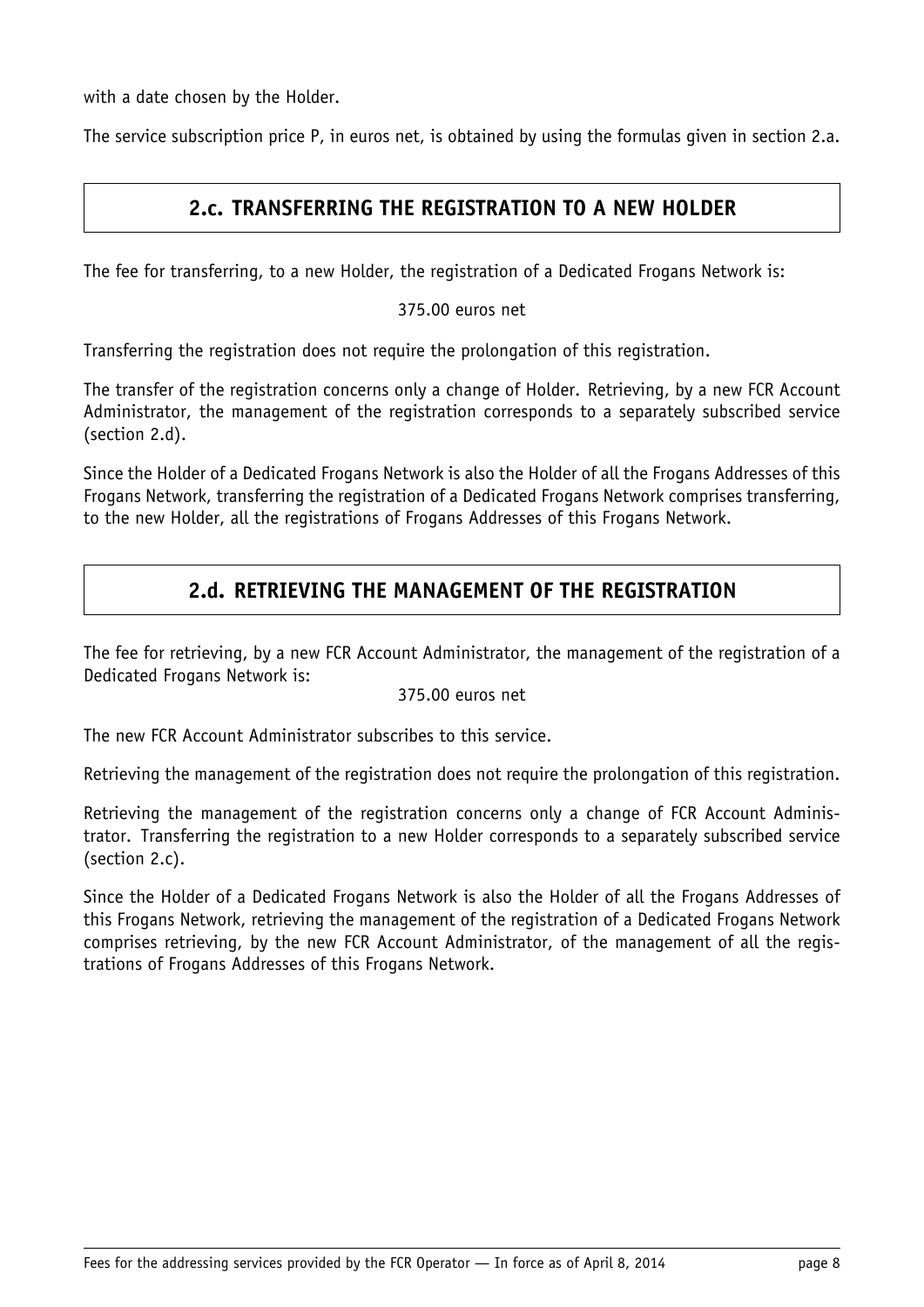with a date chosen by the Holder.

The service subscription price P, in euros net, is obtained by using the formulas given in section 2.a.

## 2.c. TRANSFERRING THE REGISTRATION TO A NEW HOLDER

The fee for transferring, to a new Holder, the registration of a Dedicated Frogans Network is:

375.00 euros net

Transferring the registration does not require the prolongation of this registration.

The transfer of the registration concerns only a change of Holder. Retrieving, by a new FCR Account Administrator, the management of the registration corresponds to a separately subscribed service (section 2.d).

Since the Holder of a Dedicated Frogans Network is also the Holder of all the Frogans Addresses of this Frogans Network, transferring the registration of a Dedicated Frogans Network comprises transferring, to the new Holder, all the registrations of Frogans Addresses of this Frogans Network.

## 2.d. RETRIEVING THE MANAGEMENT OF THE REGISTRATION

The fee for retrieving, by a new FCR Account Administrator, the management of the registration of a Dedicated Frogans Network is:

375.00 euros net

The new FCR Account Administrator subscribes to this service.

Retrieving the management of the registration does not require the prolongation of this registration.

Retrieving the management of the registration concerns only a change of FCR Account Administrator. Transferring the registration to a new Holder corresponds to a separately subscribed service (section 2.c).

Since the Holder of a Dedicated Frogans Network is also the Holder of all the Frogans Addresses of this Frogans Network, retrieving the management of the registration of a Dedicated Frogans Network comprises retrieving, by the new FCR Account Administrator, of the management of all the registrations of Frogans Addresses of this Frogans Network.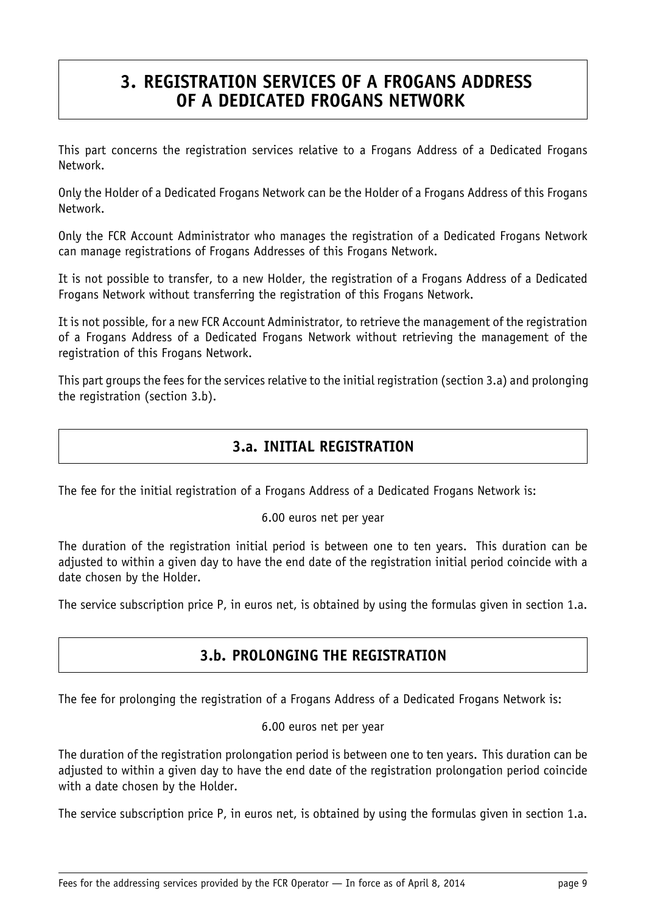# 3. REGISTRATION SERVICES OF A FROGANS ADDRESS OF A DEDICATED FROGANS NETWORK

This part concerns the registration services relative to a Frogans Address of a Dedicated Frogans Network.

Only the Holder of a Dedicated Frogans Network can be the Holder of a Frogans Address of this Frogans Network.

Only the FCR Account Administrator who manages the registration of a Dedicated Frogans Network can manage registrations of Frogans Addresses of this Frogans Network.

It is not possible to transfer, to a new Holder, the registration of a Frogans Address of a Dedicated Frogans Network without transferring the registration of this Frogans Network.

It is not possible, for a new FCR Account Administrator, to retrieve the management of the registration of a Frogans Address of a Dedicated Frogans Network without retrieving the management of the registration of this Frogans Network.

This part groups the fees for the services relative to the initial registration (section 3.a) and prolonging the registration (section 3.b).

## 3.a. INITIAL REGISTRATION

The fee for the initial registration of a Frogans Address of a Dedicated Frogans Network is:

6.00 euros net per year

The duration of the registration initial period is between one to ten years. This duration can be adjusted to within a given day to have the end date of the registration initial period coincide with a date chosen by the Holder.

The service subscription price P, in euros net, is obtained by using the formulas given in section 1.a.

## 3.b. PROLONGING THE REGISTRATION

The fee for prolonging the registration of a Frogans Address of a Dedicated Frogans Network is:

6.00 euros net per year

The duration of the registration prolongation period is between one to ten years. This duration can be adjusted to within a given day to have the end date of the registration prolongation period coincide with a date chosen by the Holder.

The service subscription price P, in euros net, is obtained by using the formulas given in section 1.a.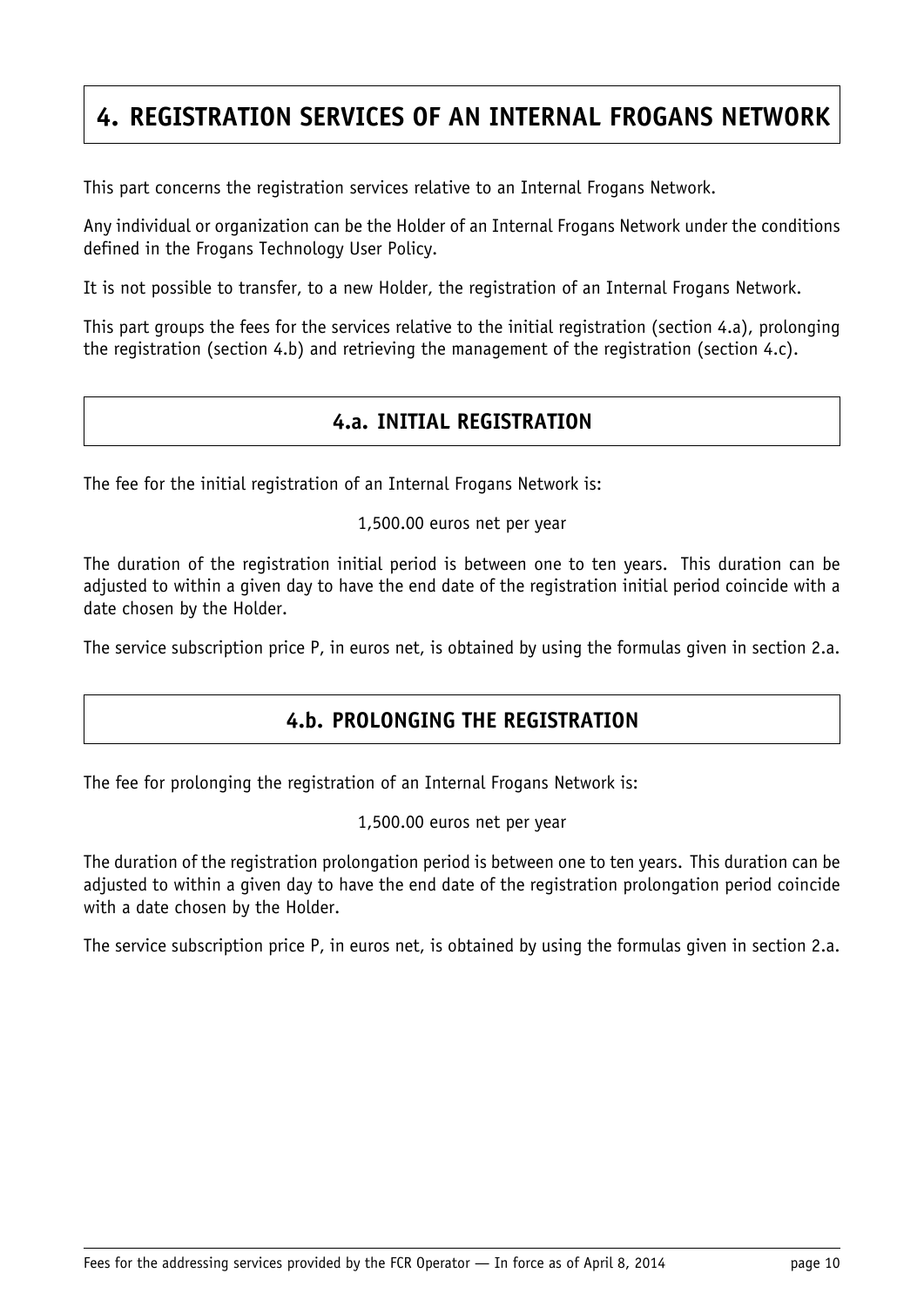# 4. REGISTRATION SERVICES OF AN INTERNAL FROGANS NETWORK

This part concerns the registration services relative to an Internal Frogans Network.

Any individual or organization can be the Holder of an Internal Frogans Network under the conditions defined in the Frogans Technology User Policy.

It is not possible to transfer, to a new Holder, the registration of an Internal Frogans Network.

This part groups the fees for the services relative to the initial registration (section 4.a), prolonging the registration (section 4.b) and retrieving the management of the registration (section 4.c).

## 4.a. INITIAL REGISTRATION

The fee for the initial registration of an Internal Frogans Network is:

1,500.00 euros net per year

The duration of the registration initial period is between one to ten years. This duration can be adjusted to within a given day to have the end date of the registration initial period coincide with a date chosen by the Holder.

The service subscription price P, in euros net, is obtained by using the formulas given in section 2.a.

## 4.b. PROLONGING THE REGISTRATION

The fee for prolonging the registration of an Internal Frogans Network is:

1,500.00 euros net per year

The duration of the registration prolongation period is between one to ten years. This duration can be adjusted to within a given day to have the end date of the registration prolongation period coincide with a date chosen by the Holder.

The service subscription price P, in euros net, is obtained by using the formulas given in section 2.a.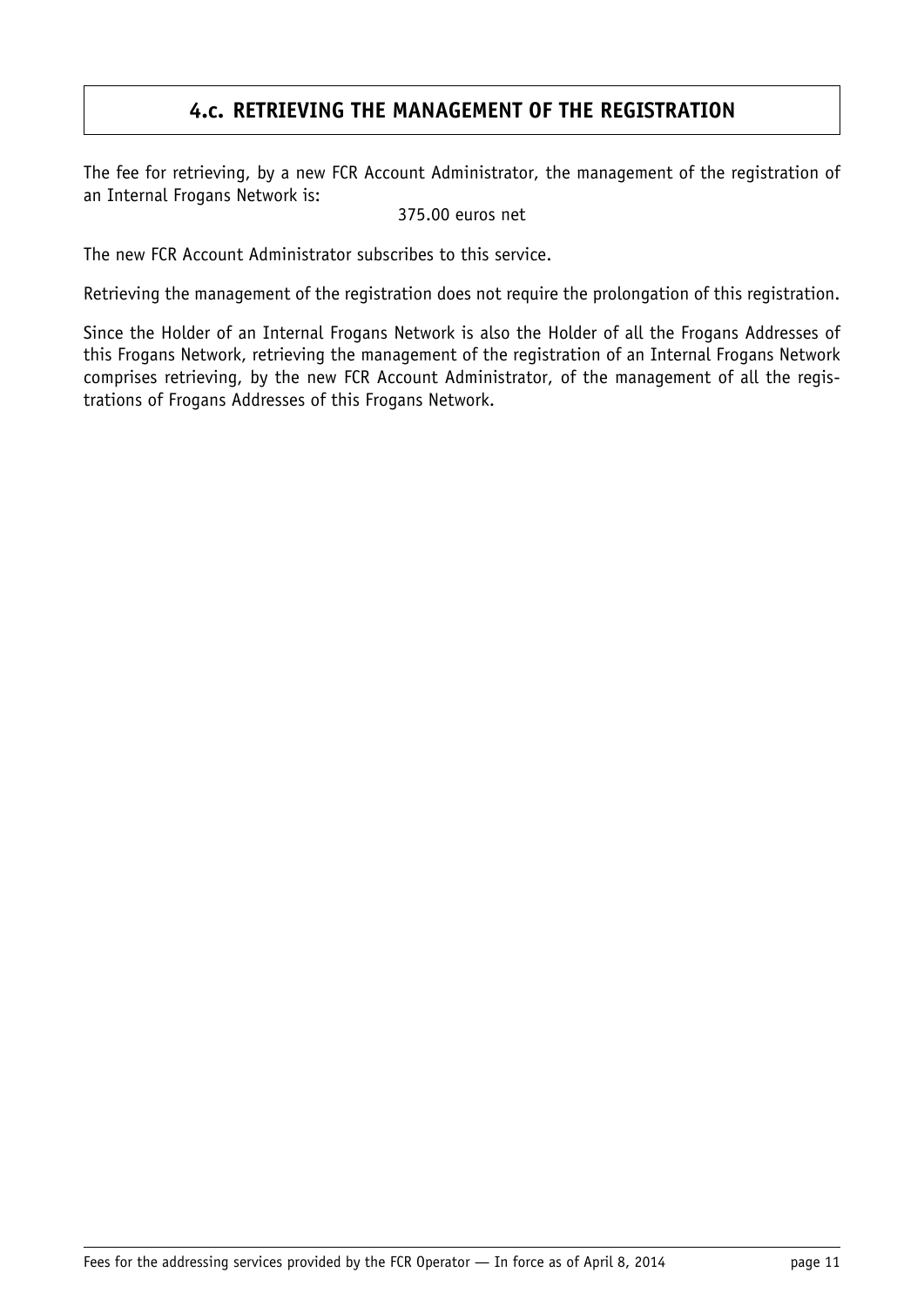## 4.c. RETRIEVING THE MANAGEMENT OF THE REGISTRATION

The fee for retrieving, by a new FCR Account Administrator, the management of the registration of an Internal Frogans Network is:

375.00 euros net

The new FCR Account Administrator subscribes to this service.

Retrieving the management of the registration does not require the prolongation of this registration.

Since the Holder of an Internal Frogans Network is also the Holder of all the Frogans Addresses of this Frogans Network, retrieving the management of the registration of an Internal Frogans Network comprises retrieving, by the new FCR Account Administrator, of the management of all the registrations of Frogans Addresses of this Frogans Network.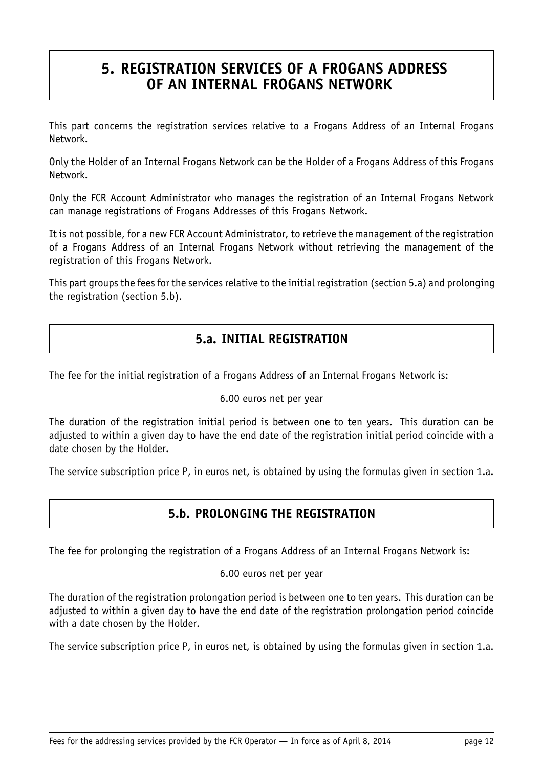# 5. REGISTRATION SERVICES OF A FROGANS ADDRESS OF AN INTERNAL FROGANS NETWORK

This part concerns the registration services relative to a Frogans Address of an Internal Frogans Network.

Only the Holder of an Internal Frogans Network can be the Holder of a Frogans Address of this Frogans Network.

Only the FCR Account Administrator who manages the registration of an Internal Frogans Network can manage registrations of Frogans Addresses of this Frogans Network.

It is not possible, for a new FCR Account Administrator, to retrieve the management of the registration of a Frogans Address of an Internal Frogans Network without retrieving the management of the registration of this Frogans Network.

This part groups the fees for the services relative to the initial registration (section 5.a) and prolonging the registration (section 5.b).

## 5.a. INITIAL REGISTRATION

The fee for the initial registration of a Frogans Address of an Internal Frogans Network is:

6.00 euros net per year

The duration of the registration initial period is between one to ten years. This duration can be adjusted to within a given day to have the end date of the registration initial period coincide with a date chosen by the Holder.

The service subscription price P, in euros net, is obtained by using the formulas given in section 1.a.

## 5.b. PROLONGING THE REGISTRATION

The fee for prolonging the registration of a Frogans Address of an Internal Frogans Network is:

6.00 euros net per year

The duration of the registration prolongation period is between one to ten years. This duration can be adjusted to within a given day to have the end date of the registration prolongation period coincide with a date chosen by the Holder.

The service subscription price P, in euros net, is obtained by using the formulas given in section 1.a.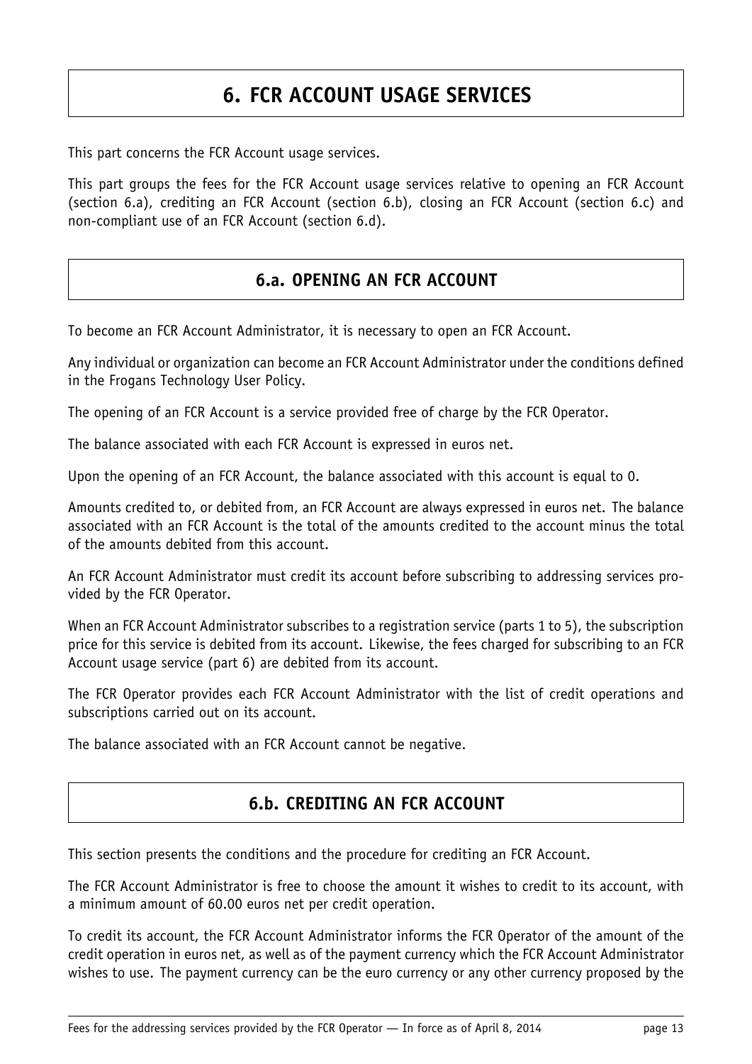# 6. FCR ACCOUNT USAGE SERVICES

This part concerns the FCR Account usage services.

This part groups the fees for the FCR Account usage services relative to opening an FCR Account (section 6.a), crediting an FCR Account (section 6.b), closing an FCR Account (section 6.c) and non-compliant use of an FCR Account (section 6.d).

## 6.a. OPENING AN FCR ACCOUNT

To become an FCR Account Administrator, it is necessary to open an FCR Account.

Any individual or organization can become an FCR Account Administrator under the conditions defined in the Frogans Technology User Policy.

The opening of an FCR Account is a service provided free of charge by the FCR Operator.

The balance associated with each FCR Account is expressed in euros net.

Upon the opening of an FCR Account, the balance associated with this account is equal to 0.

Amounts credited to, or debited from, an FCR Account are always expressed in euros net. The balance associated with an FCR Account is the total of the amounts credited to the account minus the total of the amounts debited from this account.

An FCR Account Administrator must credit its account before subscribing to addressing services provided by the FCR Operator.

When an FCR Account Administrator subscribes to a registration service (parts 1 to 5), the subscription price for this service is debited from its account. Likewise, the fees charged for subscribing to an FCR Account usage service (part 6) are debited from its account.

The FCR Operator provides each FCR Account Administrator with the list of credit operations and subscriptions carried out on its account.

The balance associated with an FCR Account cannot be negative.

## 6.b. CREDITING AN FCR ACCOUNT

This section presents the conditions and the procedure for crediting an FCR Account.

The FCR Account Administrator is free to choose the amount it wishes to credit to its account, with a minimum amount of 60.00 euros net per credit operation.

To credit its account, the FCR Account Administrator informs the FCR Operator of the amount of the credit operation in euros net, as well as of the payment currency which the FCR Account Administrator wishes to use. The payment currency can be the euro currency or any other currency proposed by the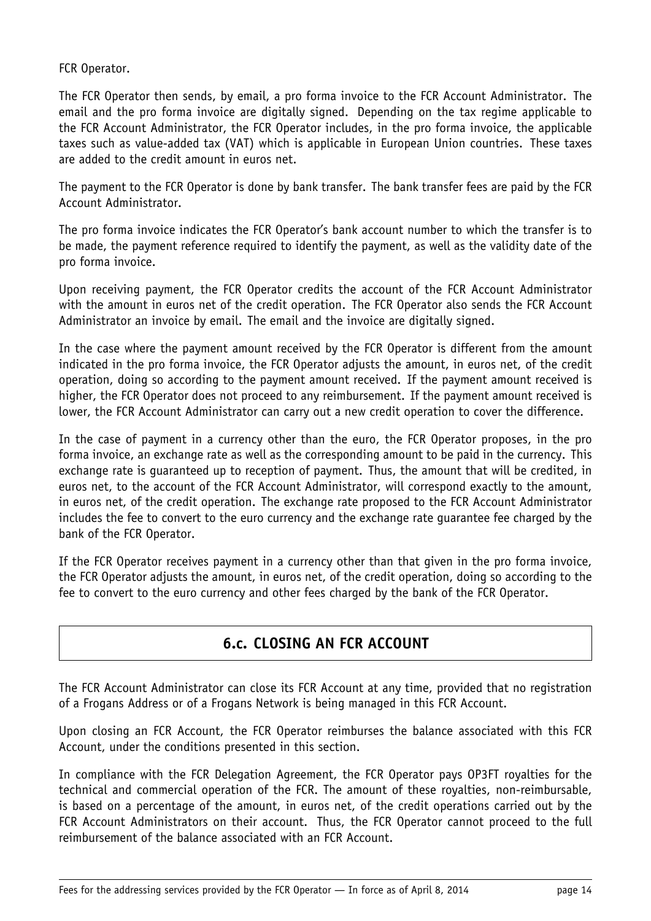FCR Operator.

The FCR Operator then sends, by email, a pro forma invoice to the FCR Account Administrator. The email and the pro forma invoice are digitally signed. Depending on the tax regime applicable to the FCR Account Administrator, the FCR Operator includes, in the pro forma invoice, the applicable taxes such as value-added tax (VAT) which is applicable in European Union countries. These taxes are added to the credit amount in euros net.

The payment to the FCR Operator is done by bank transfer. The bank transfer fees are paid by the FCR Account Administrator.

The pro forma invoice indicates the FCR Operator's bank account number to which the transfer is to be made, the payment reference required to identify the payment, as well as the validity date of the pro forma invoice.

Upon receiving payment, the FCR Operator credits the account of the FCR Account Administrator with the amount in euros net of the credit operation. The FCR Operator also sends the FCR Account Administrator an invoice by email. The email and the invoice are digitally signed.

In the case where the payment amount received by the FCR Operator is different from the amount indicated in the pro forma invoice, the FCR Operator adjusts the amount, in euros net, of the credit operation, doing so according to the payment amount received. If the payment amount received is higher, the FCR Operator does not proceed to any reimbursement. If the payment amount received is lower, the FCR Account Administrator can carry out a new credit operation to cover the difference.

In the case of payment in a currency other than the euro, the FCR Operator proposes, in the pro forma invoice, an exchange rate as well as the corresponding amount to be paid in the currency. This exchange rate is guaranteed up to reception of payment. Thus, the amount that will be credited, in euros net, to the account of the FCR Account Administrator, will correspond exactly to the amount, in euros net, of the credit operation. The exchange rate proposed to the FCR Account Administrator includes the fee to convert to the euro currency and the exchange rate guarantee fee charged by the bank of the FCR Operator.

If the FCR Operator receives payment in a currency other than that given in the pro forma invoice, the FCR Operator adjusts the amount, in euros net, of the credit operation, doing so according to the fee to convert to the euro currency and other fees charged by the bank of the FCR Operator.

## 6.c. CLOSING AN FCR ACCOUNT

The FCR Account Administrator can close its FCR Account at any time, provided that no registration of a Frogans Address or of a Frogans Network is being managed in this FCR Account.

Upon closing an FCR Account, the FCR Operator reimburses the balance associated with this FCR Account, under the conditions presented in this section.

In compliance with the FCR Delegation Agreement, the FCR Operator pays OP3FT royalties for the technical and commercial operation of the FCR. The amount of these royalties, non-reimbursable, is based on a percentage of the amount, in euros net, of the credit operations carried out by the FCR Account Administrators on their account. Thus, the FCR Operator cannot proceed to the full reimbursement of the balance associated with an FCR Account.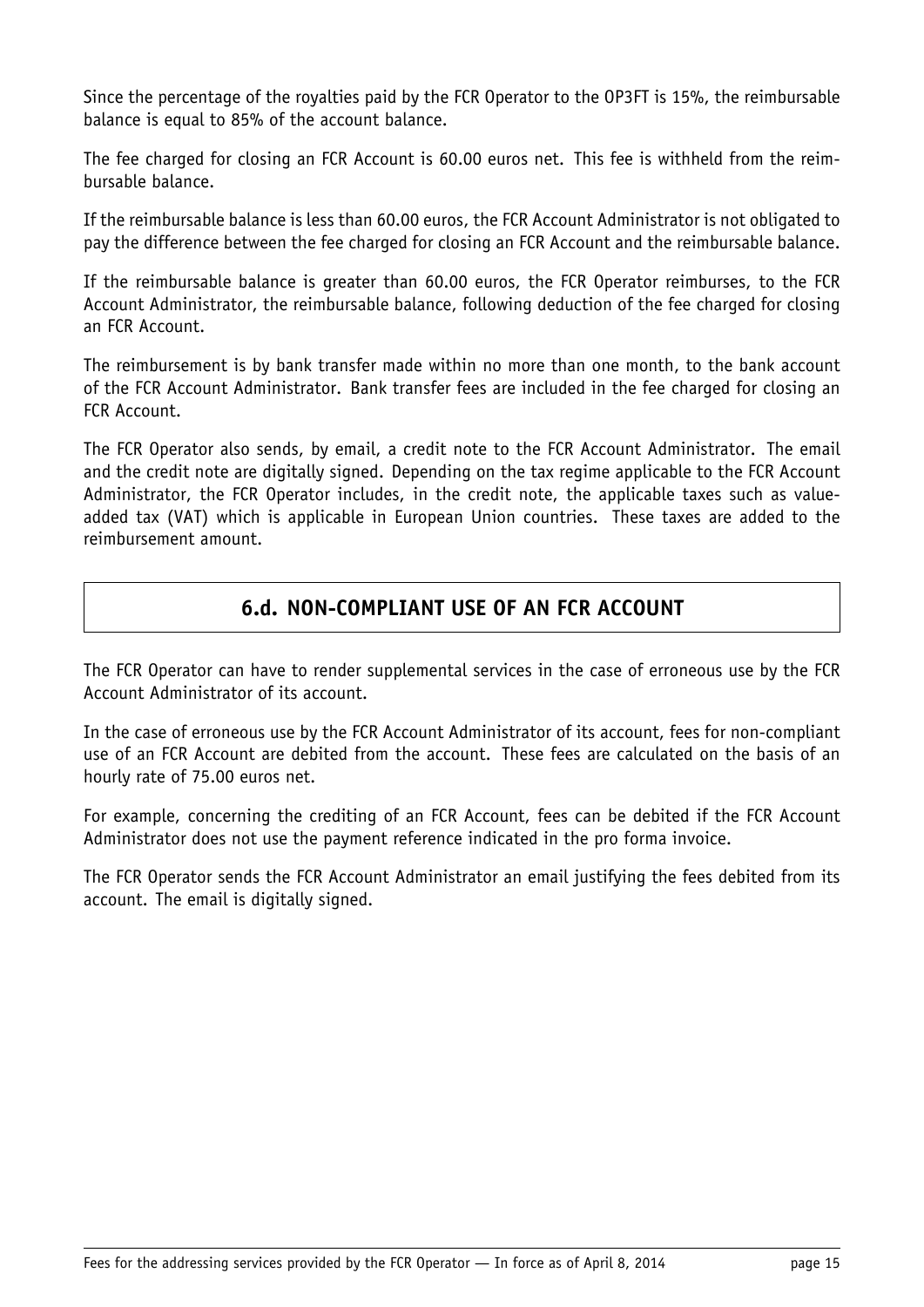Since the percentage of the royalties paid by the FCR Operator to the OP3FT is 15%, the reimbursable balance is equal to 85% of the account balance.

The fee charged for closing an FCR Account is 60.00 euros net. This fee is withheld from the reimbursable balance.

If the reimbursable balance is less than 60.00 euros, the FCR Account Administrator is not obligated to pay the difference between the fee charged for closing an FCR Account and the reimbursable balance.

If the reimbursable balance is greater than 60.00 euros, the FCR Operator reimburses, to the FCR Account Administrator, the reimbursable balance, following deduction of the fee charged for closing an FCR Account.

The reimbursement is by bank transfer made within no more than one month, to the bank account of the FCR Account Administrator. Bank transfer fees are included in the fee charged for closing an FCR Account.

The FCR Operator also sends, by email, a credit note to the FCR Account Administrator. The email and the credit note are digitally signed. Depending on the tax regime applicable to the FCR Account Administrator, the FCR Operator includes, in the credit note, the applicable taxes such as value-added tax (VAT) which is applicable in European Union countries. These taxes are added to the reimbursement amount.

## 6.d. NON-COMPLIANT USE OF AN FCR ACCOUNT

The FCR Operator can have to render supplemental services in the case of erroneous use by the FCR Account Administrator of its account.

In the case of erroneous use by the FCR Account Administrator of its account, fees for non-compliant use of an FCR Account are debited from the account. These fees are calculated on the basis of an hourly rate of 75.00 euros net.

For example, concerning the crediting of an FCR Account, fees can be debited if the FCR Account Administrator does not use the payment reference indicated in the pro forma invoice.

The FCR Operator sends the FCR Account Administrator an email justifying the fees debited from its account. The email is digitally signed.